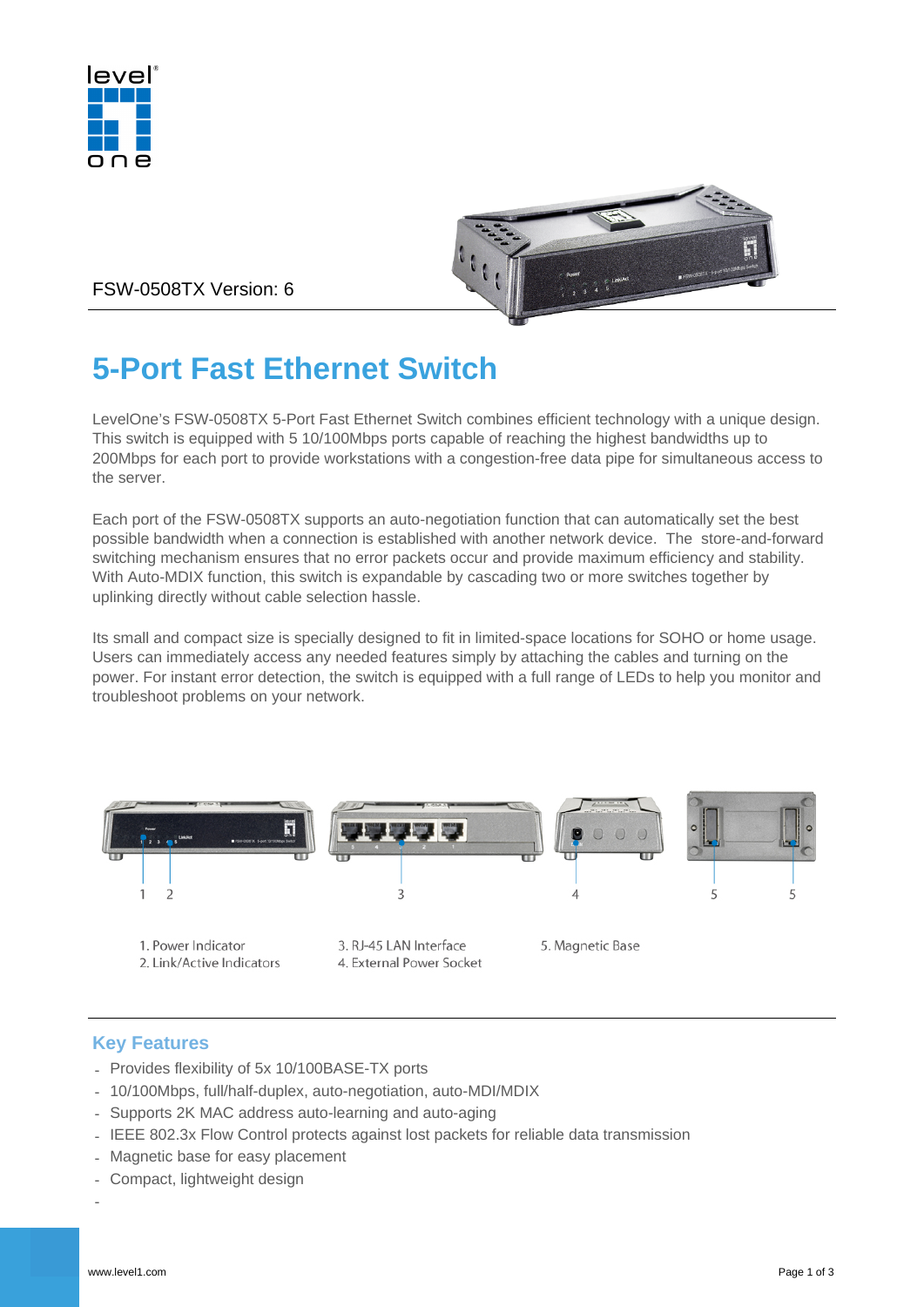FSW-0508TX Version: 6

# 5-Port Fast Ethernet Switch

LevelOne's FSW-0508TX 5-Port Fast Ethernet Switch combines efficient technology with a unique design. This switch is equipped with 5 10/100Mbps ports capable of reaching the highest bandwidths up to 200Mbps for each port to provide workstations with a congestion-free data pipe for simultaneous access to the server.

Each port of the FSW-0508TX supports an auto-negotiation function that can automatically set the best possible bandwidth when a connection is established with another network device. The store-and-forward switching mechanism ensures that no error packets occur and provide maximum efficiency and stability. With Auto-MDIX function, this switch is expandable by cascading two or more switches together by uplinking directly without cable selection hassle.

Its small and compact size is specially designed to fit in limited-space locations for SOHO or home usage. Users can immediately access any needed features simply by attaching the cables and turning on the power. For instant error detection, the switch is equipped with a full range of LEDs to help you monitor and troubleshoot problems on your network.

1. Power Indicator
2. Link/Active Indicators
3. RJ-45 LAN Interface
4. External Power Socket
5. Magnetic Base

## Key Features

- Provides flexibility of 5x 10/100BASE-TX ports
- 10/100Mbps, full/half-duplex, auto-negotiation, auto-MDI/MDIX
- Supports 2K MAC address auto-learning and auto-aging
- IEEE 802.3x Flow Control protects against lost packets for reliable data transmission
- Magnetic base for easy placement
- Compact, lightweight design

www.level1.com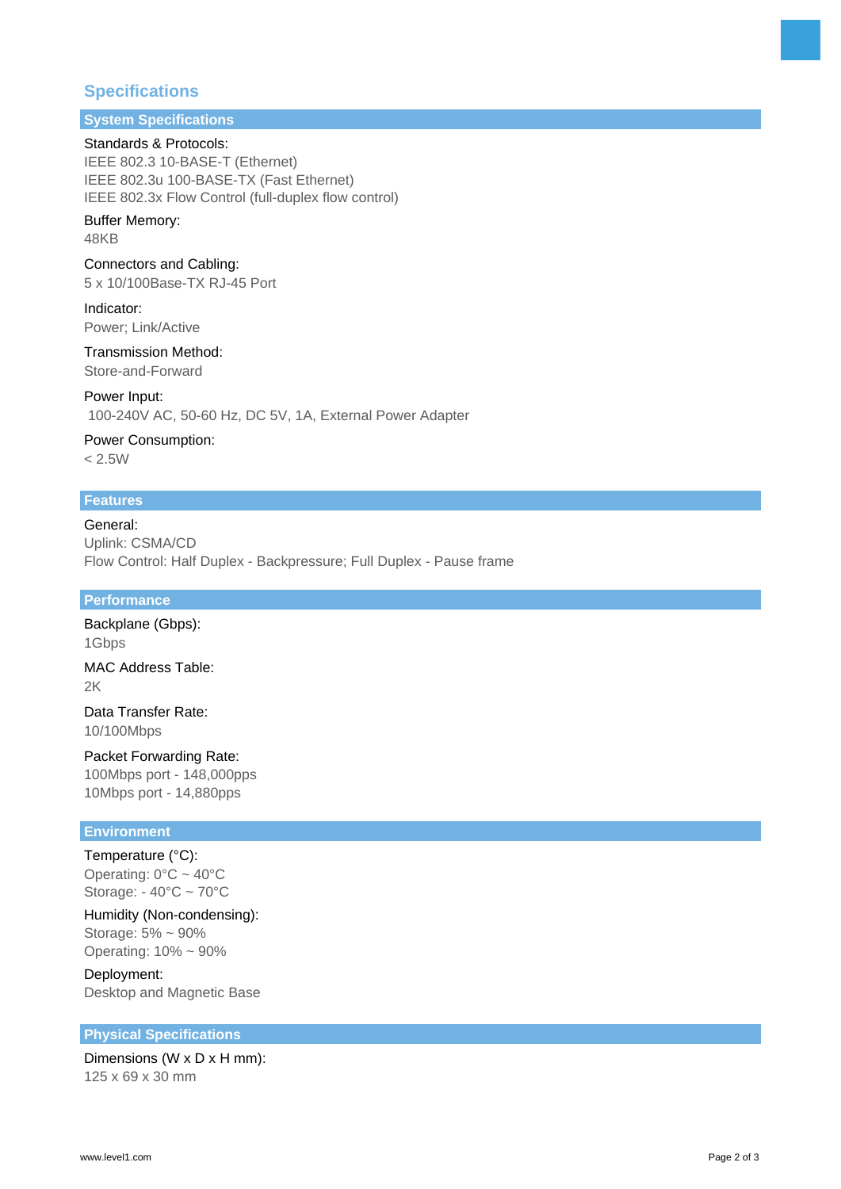## Specifications

### System Specifications

Standards & Protocols:
IEEE 802.3 10-BASE-T (Ethernet)
IEEE 802.3u 100-BASE-TX (Fast Ethernet)
IEEE 802.3x Flow Control (full-duplex flow control)

Buffer Memory:
48KB

Connectors and Cabling:
5 x 10/100Base-TX RJ-45 Port

Indicator:
Power; Link/Active

Transmission Method:
Store-and-Forward

Power Input:
100-240V AC, 50-60 Hz, DC 5V, 1A, External Power Adapter

Power Consumption:
< 2.5W

### Features

General:
Uplink: CSMA/CD
Flow Control: Half Duplex - Backpressure; Full Duplex - Pause frame

### Performance

Backplane (Gbps):
1Gbps

MAC Address Table:
2K

Data Transfer Rate:
10/100Mbps

Packet Forwarding Rate:
100Mbps port - 148,000pps
10Mbps port - 14,880pps

### Environment

Temperature (°C):
Operating: 0°C ~ 40°C
Storage: - 40°C ~ 70°C

Humidity (Non-condensing):
Storage: 5% ~ 90%
Operating: 10% ~ 90%

Deployment:
Desktop and Magnetic Base

### Physical Specifications

Dimensions (W x D x H mm):
125 x 69 x 30 mm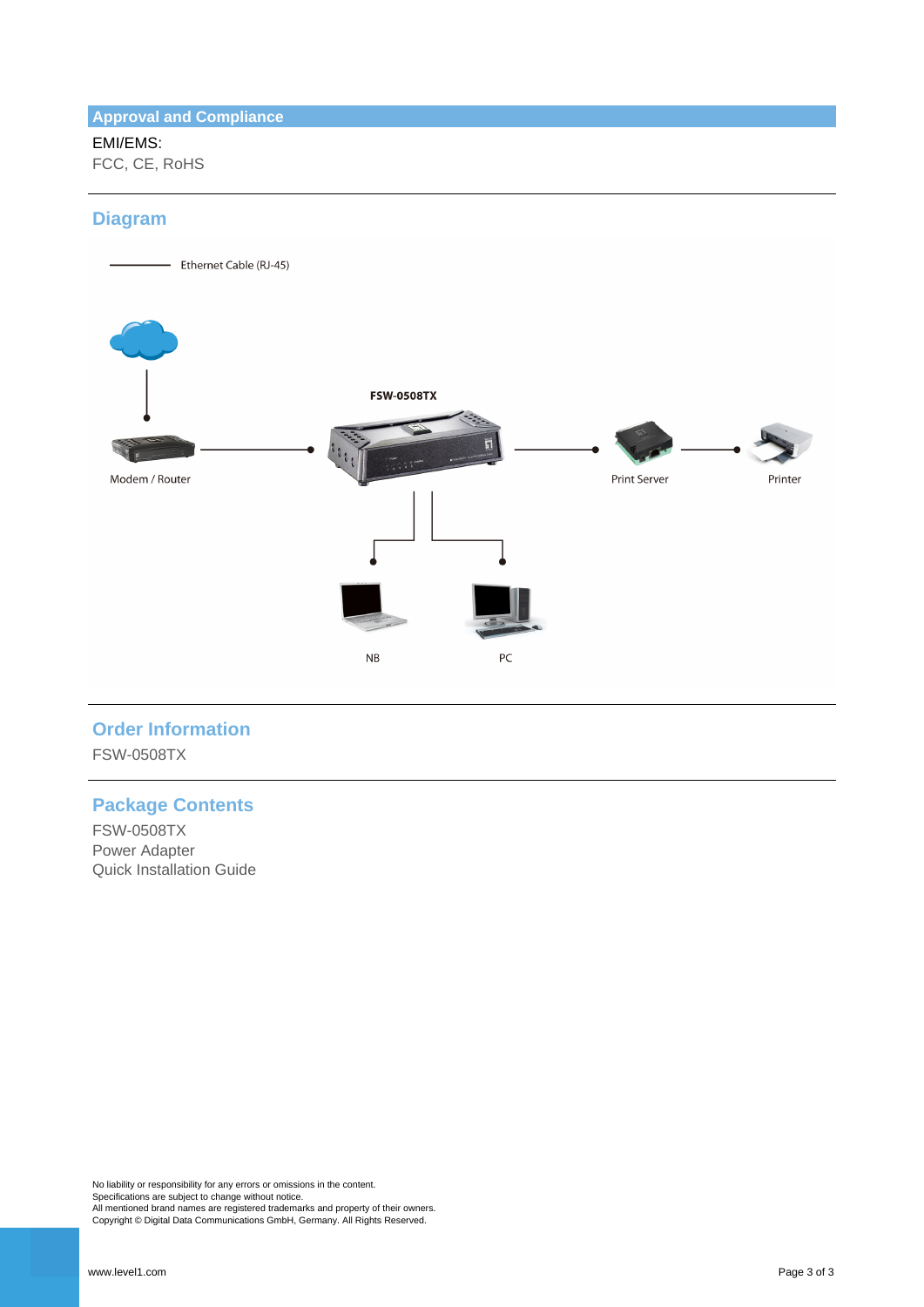## Approval and Compliance

EMI/EMS:
FCC, CE, RoHS

## Diagram

Ethernet Cable (RJ-45)

FSW-0508TX

Modem / Router

Print Server

Printer

NB

PC

## Order Information

FSW-0508TX

## Package Contents

FSW-0508TX
Power Adapter
Quick Installation Guide

No liability or responsibility for any errors or omissions in the content.
Specifications are subject to change without notice.
All mentioned brand names are registered trademarks and property of their owners.
Copyright © Digital Data Communications GmbH, Germany. All Rights Reserved.

www.level1.com